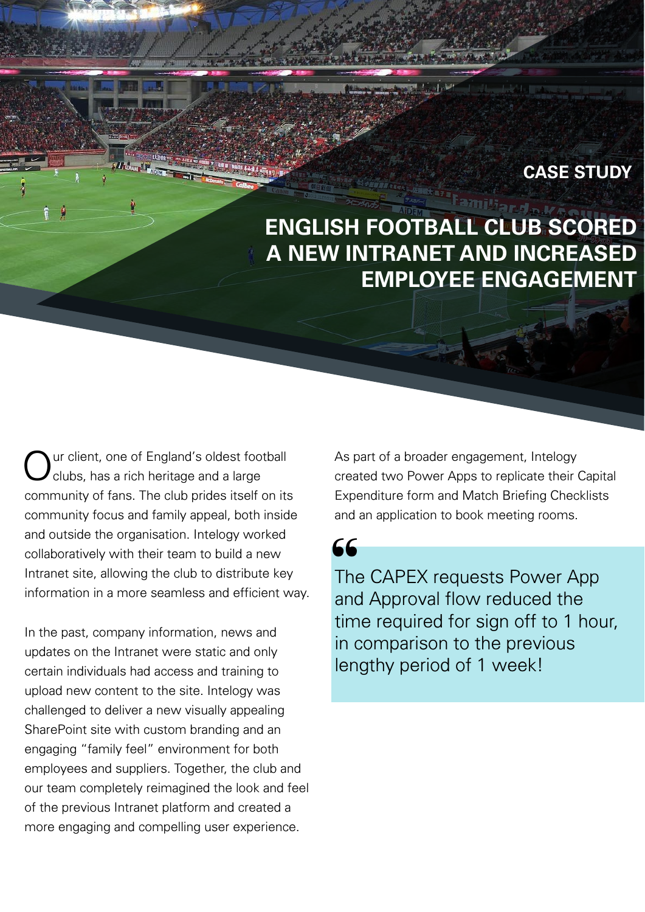CASE STUDY

# ENGLISH FOOTBALL CLUB SCORED A NEW INTRANET AND INCREASED EMPLOYEE ENGAGEMENT

Our client, one of England's oldest football clubs, has a rich heritage and a large community of fans. The club prides itself on its community focus and family appeal, both inside and outside the organisation. Intelogy worked collaboratively with their team to build a new Intranet site, allowing the club to distribute key information in a more seamless and efficient way.

In the past, company information, news and updates on the Intranet were static and only certain individuals had access and training to upload new content to the site. Intelogy was challenged to deliver a new visually appealing SharePoint site with custom branding and an engaging "family feel" environment for both employees and suppliers. Together, the club and our team completely reimagined the look and feel of the previous Intranet platform and created a more engaging and compelling user experience.

As part of a broader engagement, Intelogy created two Power Apps to replicate their Capital Expenditure form and Match Briefing Checklists and an application to book meeting rooms.

> The CAPEX requests Power App and Approval flow reduced the time required for sign off to 1 hour, in comparison to the previous lengthy period of 1 week!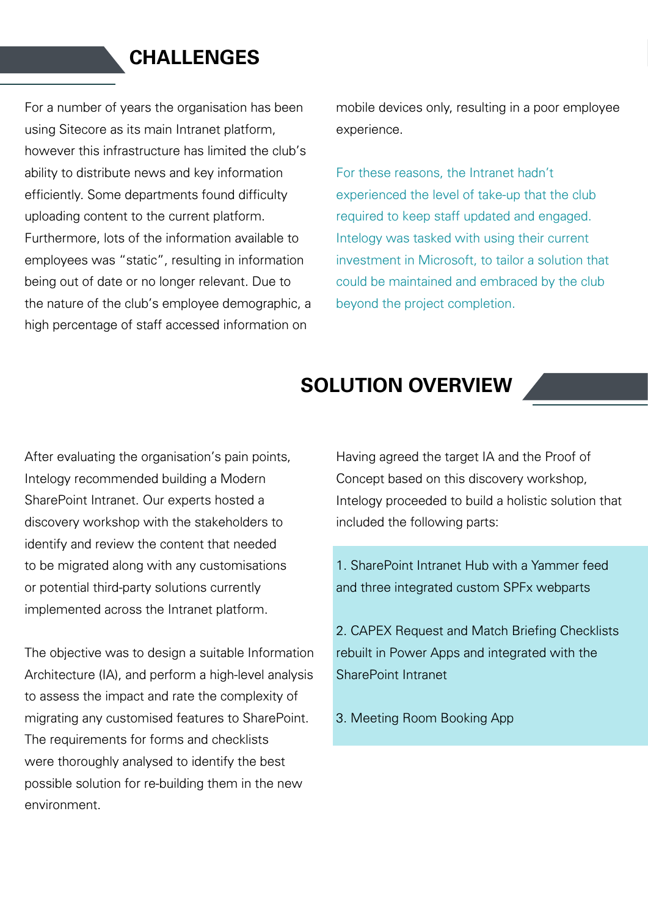## CHALLENGES

For a number of years the organisation has been using Sitecore as its main Intranet platform, however this infrastructure has limited the club's ability to distribute news and key information efficiently. Some departments found difficulty uploading content to the current platform. Furthermore, lots of the information available to employees was "static", resulting in information being out of date or no longer relevant. Due to the nature of the club's employee demographic, a high percentage of staff accessed information on mobile devices only, resulting in a poor employee experience.

For these reasons, the Intranet hadn't experienced the level of take-up that the club required to keep staff updated and engaged. Intelogy was tasked with using their current investment in Microsoft, to tailor a solution that could be maintained and embraced by the club beyond the project completion.

## SOLUTION OVERVIEW

After evaluating the organisation's pain points, Intelogy recommended building a Modern SharePoint Intranet. Our experts hosted a discovery workshop with the stakeholders to identify and review the content that needed to be migrated along with any customisations or potential third-party solutions currently implemented across the Intranet platform.

The objective was to design a suitable Information Architecture (IA), and perform a high-level analysis to assess the impact and rate the complexity of migrating any customised features to SharePoint. The requirements for forms and checklists were thoroughly analysed to identify the best possible solution for re-building them in the new environment.

Having agreed the target IA and the Proof of Concept based on this discovery workshop, Intelogy proceeded to build a holistic solution that included the following parts:

1. SharePoint Intranet Hub with a Yammer feed and three integrated custom SPFx webparts

2. CAPEX Request and Match Briefing Checklists rebuilt in Power Apps and integrated with the SharePoint Intranet

3. Meeting Room Booking App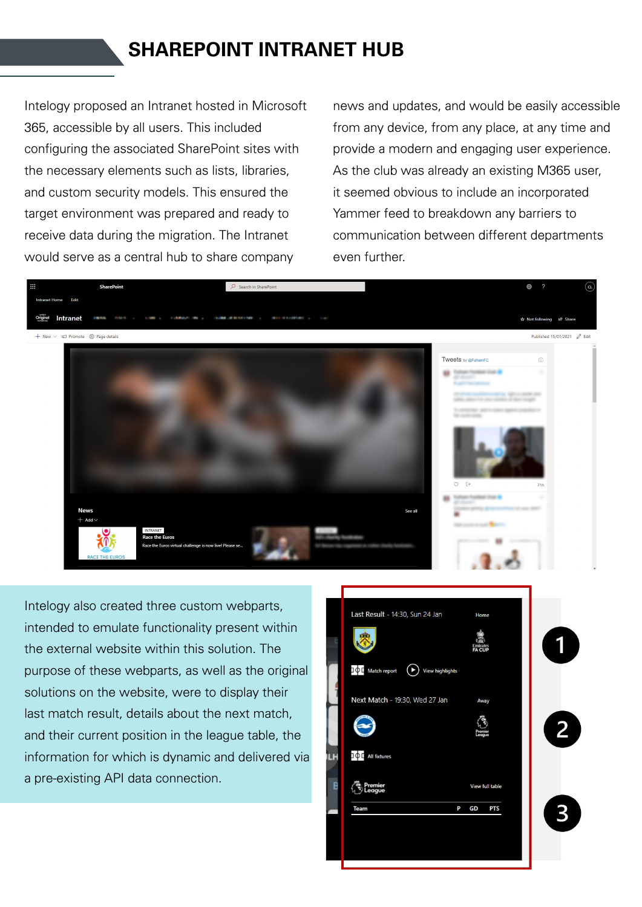## SHAREPOINT INTRANET HUB

Intelogy proposed an Intranet hosted in Microsoft 365, accessible by all users. This included configuring the associated SharePoint sites with the necessary elements such as lists, libraries, and custom security models. This ensured the target environment was prepared and ready to receive data during the migration. The Intranet would serve as a central hub to share company news and updates, and would be easily accessible from any device, from any place, at any time and provide a modern and engaging user experience. As the club was already an existing M365 user, it seemed obvious to include an incorporated Yammer feed to breakdown any barriers to communication between different departments even further.

Intelogy also created three custom webparts, intended to emulate functionality present within the external website within this solution. The purpose of these webparts, as well as the original solutions on the website, were to display their last match result, details about the next match, and their current position in the league table, the information for which is dynamic and delivered via a pre-existing API data connection.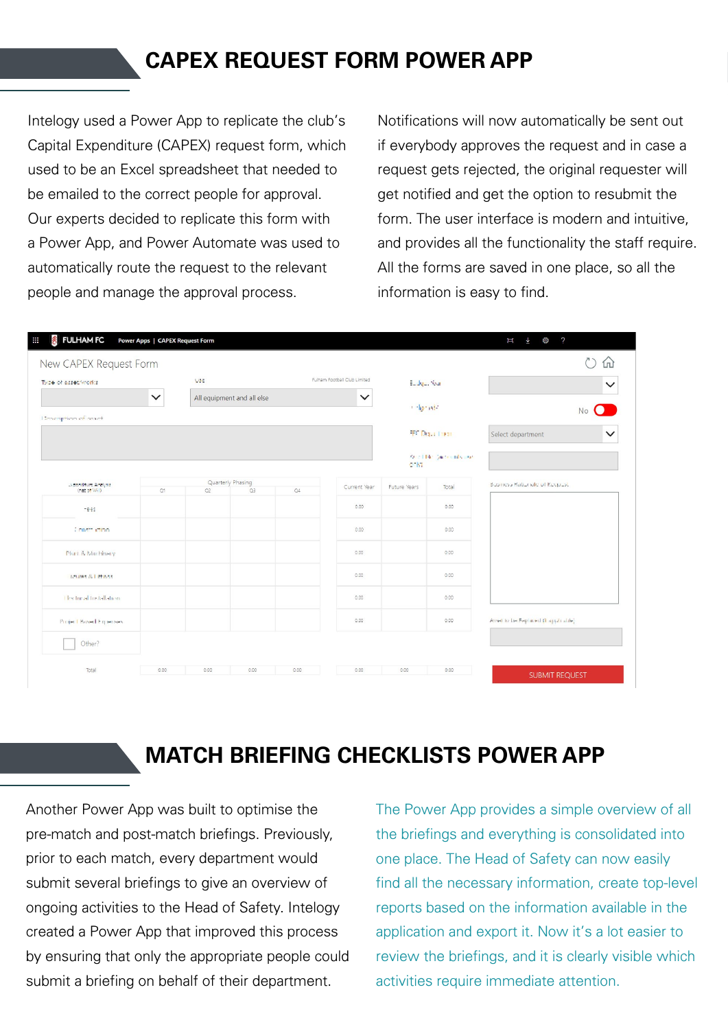## CAPEX REQUEST FORM POWER APP

Intelogy used a Power App to replicate the club's Capital Expenditure (CAPEX) request form, which used to be an Excel spreadsheet that needed to be emailed to the correct people for approval. Our experts decided to replicate this form with a Power App, and Power Automate was used to automatically route the request to the relevant people and manage the approval process.

Notifications will now automatically be sent out if everybody approves the request and in case a request gets rejected, the original requester will get notified and get the option to resubmit the form. The user interface is modern and intuitive, and provides all the functionality the staff require. All the forms are saved in one place, so all the information is easy to find.

## MATCH BRIEFING CHECKLISTS POWER APP

Another Power App was built to optimise the pre-match and post-match briefings. Previously, prior to each match, every department would submit several briefings to give an overview of ongoing activities to the Head of Safety. Intelogy created a Power App that improved this process by ensuring that only the appropriate people could submit a briefing on behalf of their department.

The Power App provides a simple overview of all the briefings and everything is consolidated into one place. The Head of Safety can now easily find all the necessary information, create top-level reports based on the information available in the application and export it. Now it's a lot easier to review the briefings, and it is clearly visible which activities require immediate attention.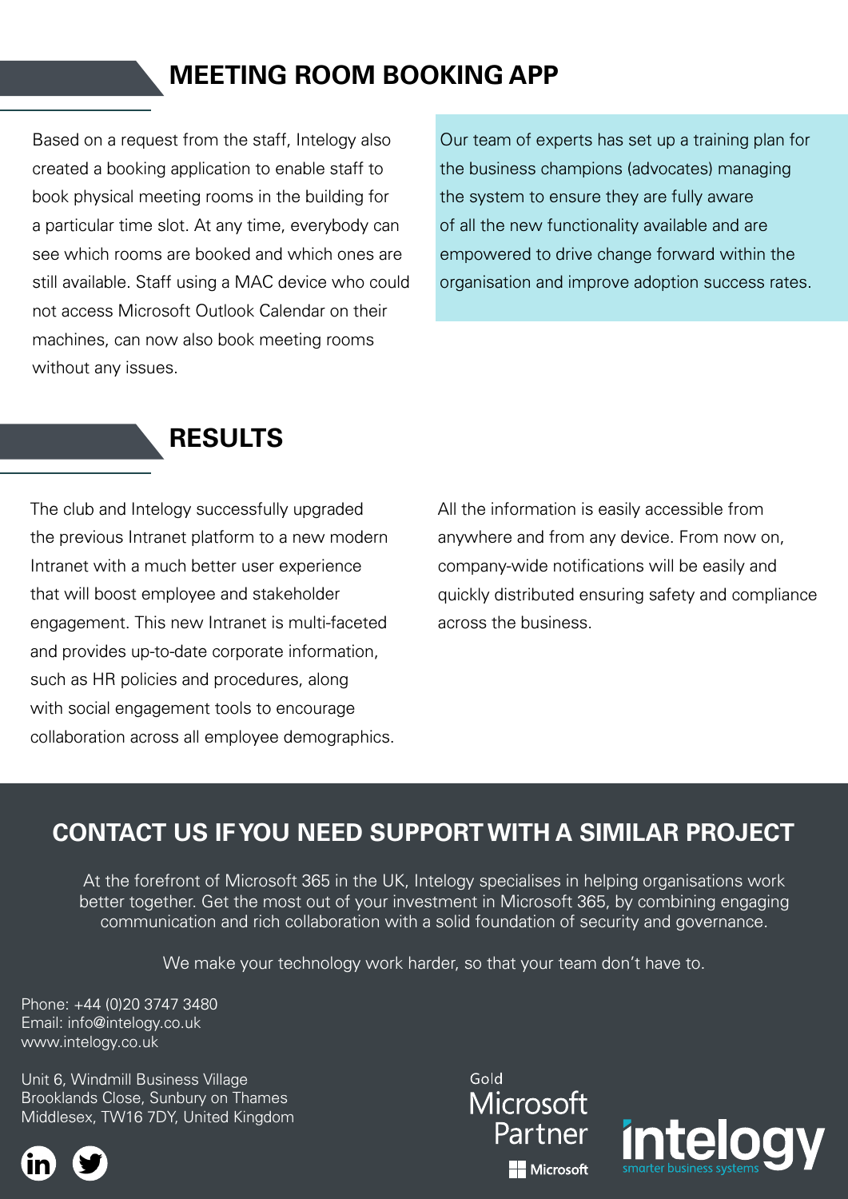## MEETING ROOM BOOKING APP

Based on a request from the staff, Intelogy also created a booking application to enable staff to book physical meeting rooms in the building for a particular time slot. At any time, everybody can see which rooms are booked and which ones are still available. Staff using a MAC device who could not access Microsoft Outlook Calendar on their machines, can now also book meeting rooms without any issues.

Our team of experts has set up a training plan for the business champions (advocates) managing the system to ensure they are fully aware of all the new functionality available and are empowered to drive change forward within the organisation and improve adoption success rates.

## RESULTS

The club and Intelogy successfully upgraded the previous Intranet platform to a new modern Intranet with a much better user experience that will boost employee and stakeholder engagement. This new Intranet is multi-faceted and provides up-to-date corporate information, such as HR policies and procedures, along with social engagement tools to encourage collaboration across all employee demographics.

All the information is easily accessible from anywhere and from any device. From now on, company-wide notifications will be easily and quickly distributed ensuring safety and compliance across the business.

## CONTACT US IF YOU NEED SUPPORT WITH A SIMILAR PROJECT

At the forefront of Microsoft 365 in the UK, Intelogy specialises in helping organisations work better together. Get the most out of your investment in Microsoft 365, by combining engaging communication and rich collaboration with a solid foundation of security and governance.

We make your technology work harder, so that your team don't have to.

Phone: +44 (0)20 3747 3480
Email: info@intelogy.co.uk
www.intelogy.co.uk

Unit 6, Windmill Business Village
Brooklands Close, Sunbury on Thames
Middlesex, TW16 7DY, United Kingdom

Gold Microsoft Partner
Microsoft

intelogy
smarter business systems